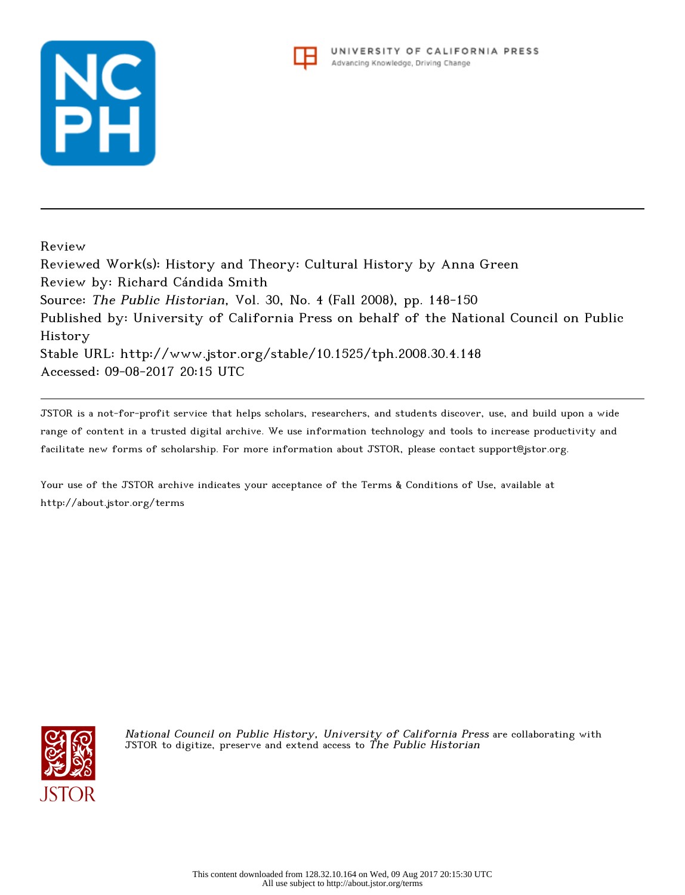Review

Reviewed Work(s): History and Theory: Cultural History by Anna Green

Review by: Richard Cándida Smith

Source: *The Public Historian*, Vol. 30, No. 4 (Fall 2008), pp. 148-150

Published by: University of California Press on behalf of the National Council on Public History

Stable URL: http://www.jstor.org/stable/10.1525/tph.2008.30.4.148

Accessed: 09-08-2017 20:15 UTC

JSTOR is a not-for-profit service that helps scholars, researchers, and students discover, use, and build upon a wide range of content in a trusted digital archive. We use information technology and tools to increase productivity and facilitate new forms of scholarship. For more information about JSTOR, please contact support@jstor.org.

Your use of the JSTOR archive indicates your acceptance of the Terms & Conditions of Use, available at http://about.jstor.org/terms

*National Council on Public History, University of California Press* are collaborating with JSTOR to digitize, preserve and extend access to *The Public Historian*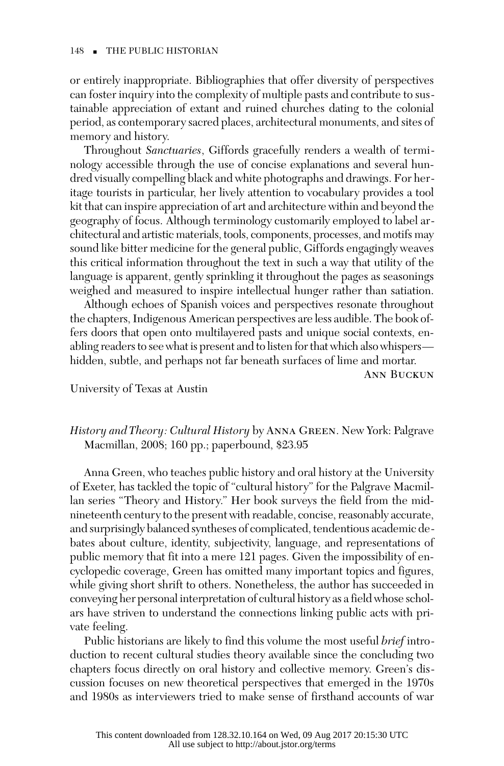or entirely inappropriate. Bibliographies that offer diversity of perspectives can foster inquiry into the complexity of multiple pasts and contribute to sustainable appreciation of extant and ruined churches dating to the colonial period, as contemporary sacred places, architectural monuments, and sites of memory and history.

Throughout *Sanctuaries*, Giffords gracefully renders a wealth of terminology accessible through the use of concise explanations and several hundred visually compelling black and white photographs and drawings. For heritage tourists in particular, her lively attention to vocabulary provides a tool kit that can inspire appreciation of art and architecture within and beyond the geography of focus. Although terminology customarily employed to label architectural and artistic materials, tools, components, processes, and motifs may sound like bitter medicine for the general public, Giffords engagingly weaves this critical information throughout the text in such a way that utility of the language is apparent, gently sprinkling it throughout the pages as seasonings weighed and measured to inspire intellectual hunger rather than satiation.

Although echoes of Spanish voices and perspectives resonate throughout the chapters, Indigenous American perspectives are less audible. The book offers doors that open onto multilayered pasts and unique social contexts, enabling readers to see what is present and to listen for that which also whispers—hidden, subtle, and perhaps not far beneath surfaces of lime and mortar.

Ann Buckun

University of Texas at Austin

*History and Theory: Cultural History* by Anna Green. New York: Palgrave Macmillan, 2008; 160 pp.; paperbound, $23.95

Anna Green, who teaches public history and oral history at the University of Exeter, has tackled the topic of "cultural history" for the Palgrave Macmillan series "Theory and History." Her book surveys the field from the mid-nineteenth century to the present with readable, concise, reasonably accurate, and surprisingly balanced syntheses of complicated, tendentious academic debates about culture, identity, subjectivity, language, and representations of public memory that fit into a mere 121 pages. Given the impossibility of encyclopedic coverage, Green has omitted many important topics and figures, while giving short shrift to others. Nonetheless, the author has succeeded in conveying her personal interpretation of cultural history as a field whose scholars have striven to understand the connections linking public acts with private feeling.

Public historians are likely to find this volume the most useful *brief* introduction to recent cultural studies theory available since the concluding two chapters focus directly on oral history and collective memory. Green's discussion focuses on new theoretical perspectives that emerged in the 1970s and 1980s as interviewers tried to make sense of firsthand accounts of war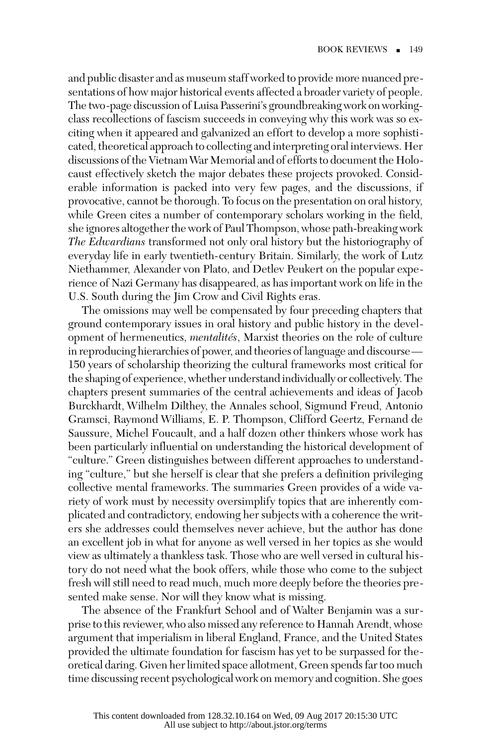and public disaster and as museum staff worked to provide more nuanced presentations of how major historical events affected a broader variety of people. The two-page discussion of Luisa Passerini's groundbreaking work on working-class recollections of fascism succeeds in conveying why this work was so exciting when it appeared and galvanized an effort to develop a more sophisticated, theoretical approach to collecting and interpreting oral interviews. Her discussions of the Vietnam War Memorial and of efforts to document the Holocaust effectively sketch the major debates these projects provoked. Considerable information is packed into very few pages, and the discussions, if provocative, cannot be thorough. To focus on the presentation on oral history, while Green cites a number of contemporary scholars working in the field, she ignores altogether the work of Paul Thompson, whose path-breaking work *The Edwardians* transformed not only oral history but the historiography of everyday life in early twentieth-century Britain. Similarly, the work of Lutz Niethammer, Alexander von Plato, and Detlev Peukert on the popular experience of Nazi Germany has disappeared, as has important work on life in the U.S. South during the Jim Crow and Civil Rights eras.

The omissions may well be compensated by four preceding chapters that ground contemporary issues in oral history and public history in the development of hermeneutics, *mentalités*, Marxist theories on the role of culture in reproducing hierarchies of power, and theories of language and discourse—150 years of scholarship theorizing the cultural frameworks most critical for the shaping of experience, whether understand individually or collectively. The chapters present summaries of the central achievements and ideas of Jacob Burckhardt, Wilhelm Dilthey, the Annales school, Sigmund Freud, Antonio Gramsci, Raymond Williams, E. P. Thompson, Clifford Geertz, Fernand de Saussure, Michel Foucault, and a half dozen other thinkers whose work has been particularly influential on understanding the historical development of "culture." Green distinguishes between different approaches to understanding "culture," but she herself is clear that she prefers a definition privileging collective mental frameworks. The summaries Green provides of a wide variety of work must by necessity oversimplify topics that are inherently complicated and contradictory, endowing her subjects with a coherence the writers she addresses could themselves never achieve, but the author has done an excellent job in what for anyone as well versed in her topics as she would view as ultimately a thankless task. Those who are well versed in cultural history do not need what the book offers, while those who come to the subject fresh will still need to read much, much more deeply before the theories presented make sense. Nor will they know what is missing.

The absence of the Frankfurt School and of Walter Benjamin was a surprise to this reviewer, who also missed any reference to Hannah Arendt, whose argument that imperialism in liberal England, France, and the United States provided the ultimate foundation for fascism has yet to be surpassed for theoretical daring. Given her limited space allotment, Green spends far too much time discussing recent psychological work on memory and cognition. She goes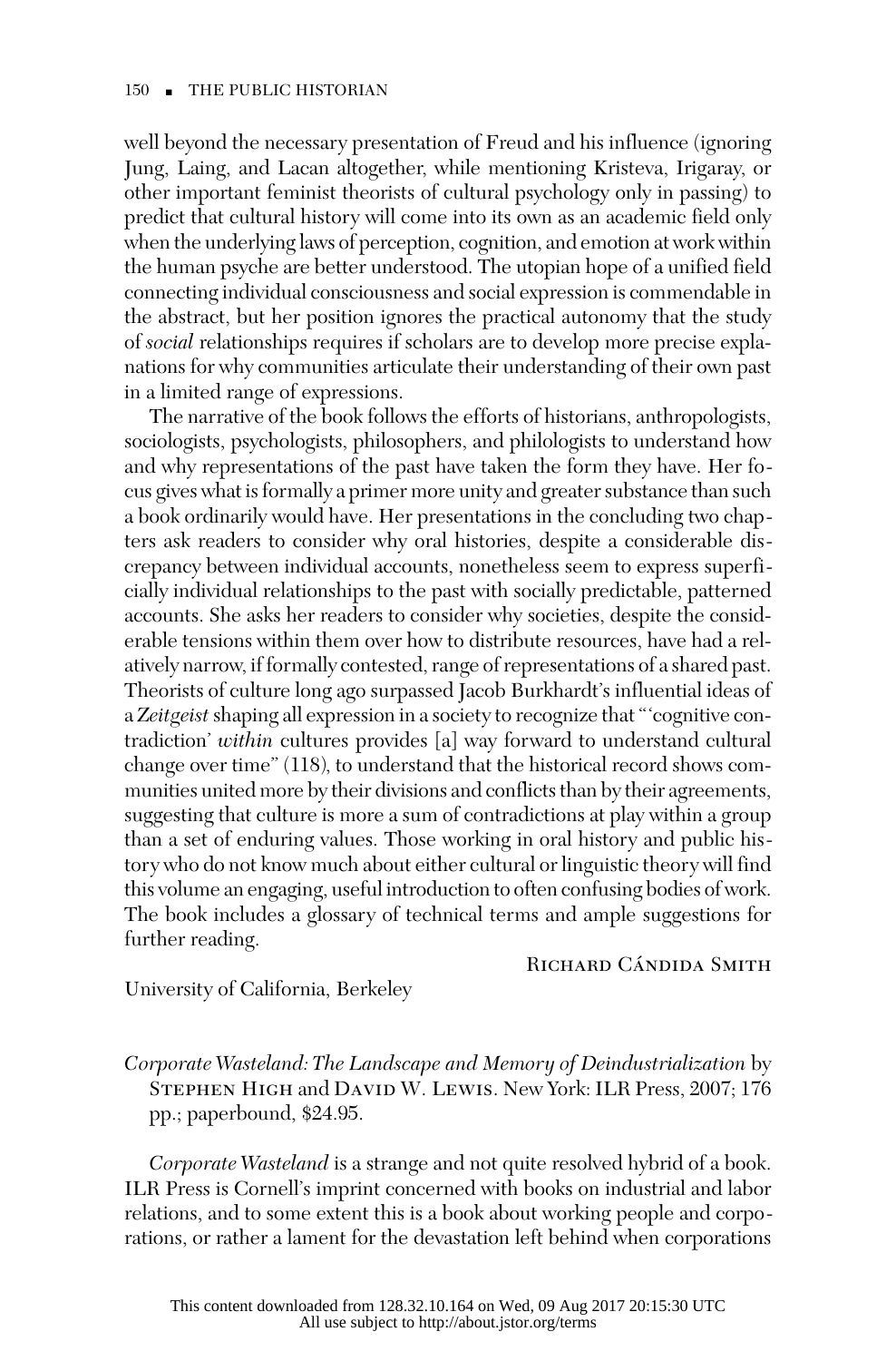well beyond the necessary presentation of Freud and his influence (ignoring Jung, Laing, and Lacan altogether, while mentioning Kristeva, Irigaray, or other important feminist theorists of cultural psychology only in passing) to predict that cultural history will come into its own as an academic field only when the underlying laws of perception, cognition, and emotion at work within the human psyche are better understood. The utopian hope of a unified field connecting individual consciousness and social expression is commendable in the abstract, but her position ignores the practical autonomy that the study of *social* relationships requires if scholars are to develop more precise explanations for why communities articulate their understanding of their own past in a limited range of expressions.

The narrative of the book follows the efforts of historians, anthropologists, sociologists, psychologists, philosophers, and philologists to understand how and why representations of the past have taken the form they have. Her focus gives what is formally a primer more unity and greater substance than such a book ordinarily would have. Her presentations in the concluding two chapters ask readers to consider why oral histories, despite a considerable discrepancy between individual accounts, nonetheless seem to express superficially individual relationships to the past with socially predictable, patterned accounts. She asks her readers to consider why societies, despite the considerable tensions within them over how to distribute resources, have had a relatively narrow, if formally contested, range of representations of a shared past. Theorists of culture long ago surpassed Jacob Burkhardt's influential ideas of a *Zeitgeist* shaping all expression in a society to recognize that "'cognitive contradiction' *within* cultures provides [a] way forward to understand cultural change over time" (118), to understand that the historical record shows communities united more by their divisions and conflicts than by their agreements, suggesting that culture is more a sum of contradictions at play within a group than a set of enduring values. Those working in oral history and public history who do not know much about either cultural or linguistic theory will find this volume an engaging, useful introduction to often confusing bodies of work. The book includes a glossary of technical terms and ample suggestions for further reading.

Richard Cándida Smith

University of California, Berkeley

*Corporate Wasteland: The Landscape and Memory of Deindustrialization* by Stephen High and David W. Lewis. New York: ILR Press, 2007; 176 pp.; paperbound, $24.95.

*Corporate Wasteland* is a strange and not quite resolved hybrid of a book. ILR Press is Cornell's imprint concerned with books on industrial and labor relations, and to some extent this is a book about working people and corporations, or rather a lament for the devastation left behind when corporations